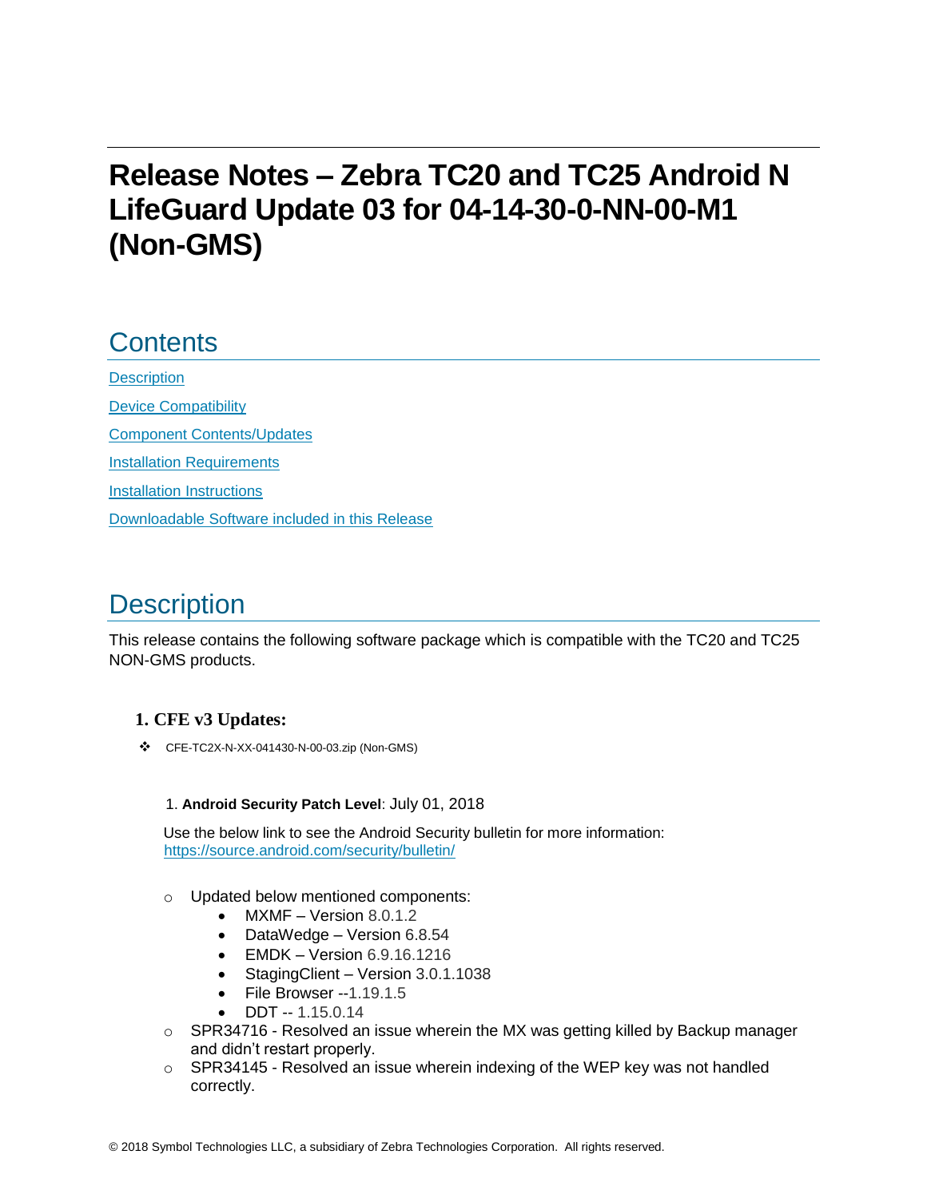# Release Notes – Zebra TC20 and TC25 Android N LifeGuard Update 03 for 04-14-30-0-NN-00-M1 (Non-GMS)

## Contents

[Description](#description)

[Device Compatibility](#device-compatibility)

[Component Contents/Updates](#component-contentsupdates)

[Installation Requirements](#installation-requirements)

[Installation Instructions](#installation-instructions)

[Downloadable Software included in this Release](#downloadable-software-included-in-this-release)

## Description

This release contains the following software package which is compatible with the TC20 and TC25 NON-GMS products.

### 1. CFE v3 Updates:

- CFE-TC2X-N-XX-041430-N-00-03.zip (Non-GMS)

1. **Android Security Patch Level**: July 01, 2018

   Use the below link to see the Android Security bulletin for more information: [https://source.android.com/security/bulletin/](https://source.android.com/security/bulletin/)

   - Updated below mentioned components:
     - MXMF – Version 8.0.1.2
     - DataWedge – Version 6.8.54
     - EMDK – Version 6.9.16.1216
     - StagingClient – Version 3.0.1.1038
     - File Browser --1.19.1.5
     - DDT -- 1.15.0.14
   - SPR34716 - Resolved an issue wherein the MX was getting killed by Backup manager and didn't restart properly.
   - SPR34145 - Resolved an issue wherein indexing of the WEP key was not handled correctly.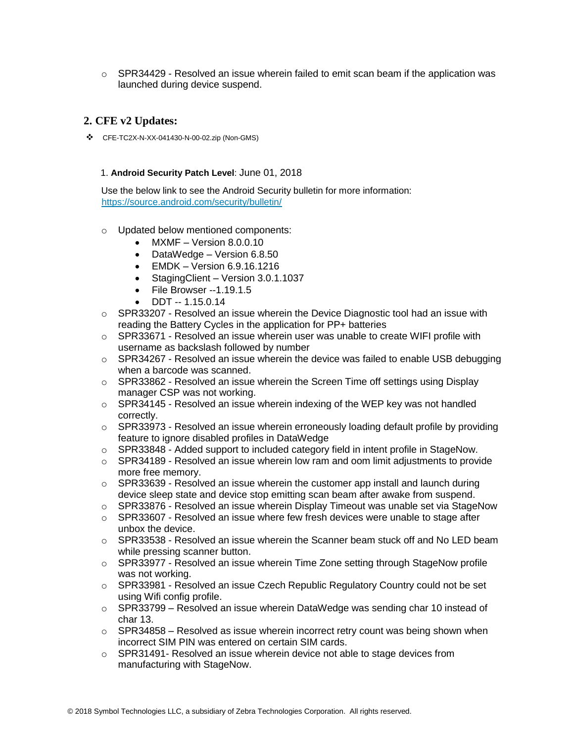- SPR34429 - Resolved an issue wherein failed to emit scan beam if the application was launched during device suspend.

## 2. CFE v2 Updates:

- CFE-TC2X-N-XX-041430-N-00-02.zip (Non-GMS)

1. **Android Security Patch Level**: June 01, 2018

   Use the below link to see the Android Security bulletin for more information: https://source.android.com/security/bulletin/

   - Updated below mentioned components:
     - MXMF – Version 8.0.0.10
     - DataWedge – Version 6.8.50
     - EMDK – Version 6.9.16.1216
     - StagingClient – Version 3.0.1.1037
     - File Browser --1.19.1.5
     - DDT -- 1.15.0.14
   - SPR33207 - Resolved an issue wherein the Device Diagnostic tool had an issue with reading the Battery Cycles in the application for PP+ batteries
   - SPR33671 - Resolved an issue wherein user was unable to create WIFI profile with username as backslash followed by number
   - SPR34267 - Resolved an issue wherein the device was failed to enable USB debugging when a barcode was scanned.
   - SPR33862 - Resolved an issue wherein the Screen Time off settings using Display manager CSP was not working.
   - SPR34145 - Resolved an issue wherein indexing of the WEP key was not handled correctly.
   - SPR33973 - Resolved an issue wherein erroneously loading default profile by providing feature to ignore disabled profiles in DataWedge
   - SPR33848 - Added support to included category field in intent profile in StageNow.
   - SPR34189 - Resolved an issue wherein low ram and oom limit adjustments to provide more free memory.
   - SPR33639 - Resolved an issue wherein the customer app install and launch during device sleep state and device stop emitting scan beam after awake from suspend.
   - SPR33876 - Resolved an issue wherein Display Timeout was unable set via StageNow
   - SPR33607 - Resolved an issue where few fresh devices were unable to stage after unbox the device.
   - SPR33538 - Resolved an issue wherein the Scanner beam stuck off and No LED beam while pressing scanner button.
   - SPR33977 - Resolved an issue wherein Time Zone setting through StageNow profile was not working.
   - SPR33981 - Resolved an issue Czech Republic Regulatory Country could not be set using Wifi config profile.
   - SPR33799 – Resolved an issue wherein DataWedge was sending char 10 instead of char 13.
   - SPR34858 – Resolved as issue wherein incorrect retry count was being shown when incorrect SIM PIN was entered on certain SIM cards.
   - SPR31491- Resolved an issue wherein device not able to stage devices from manufacturing with StageNow.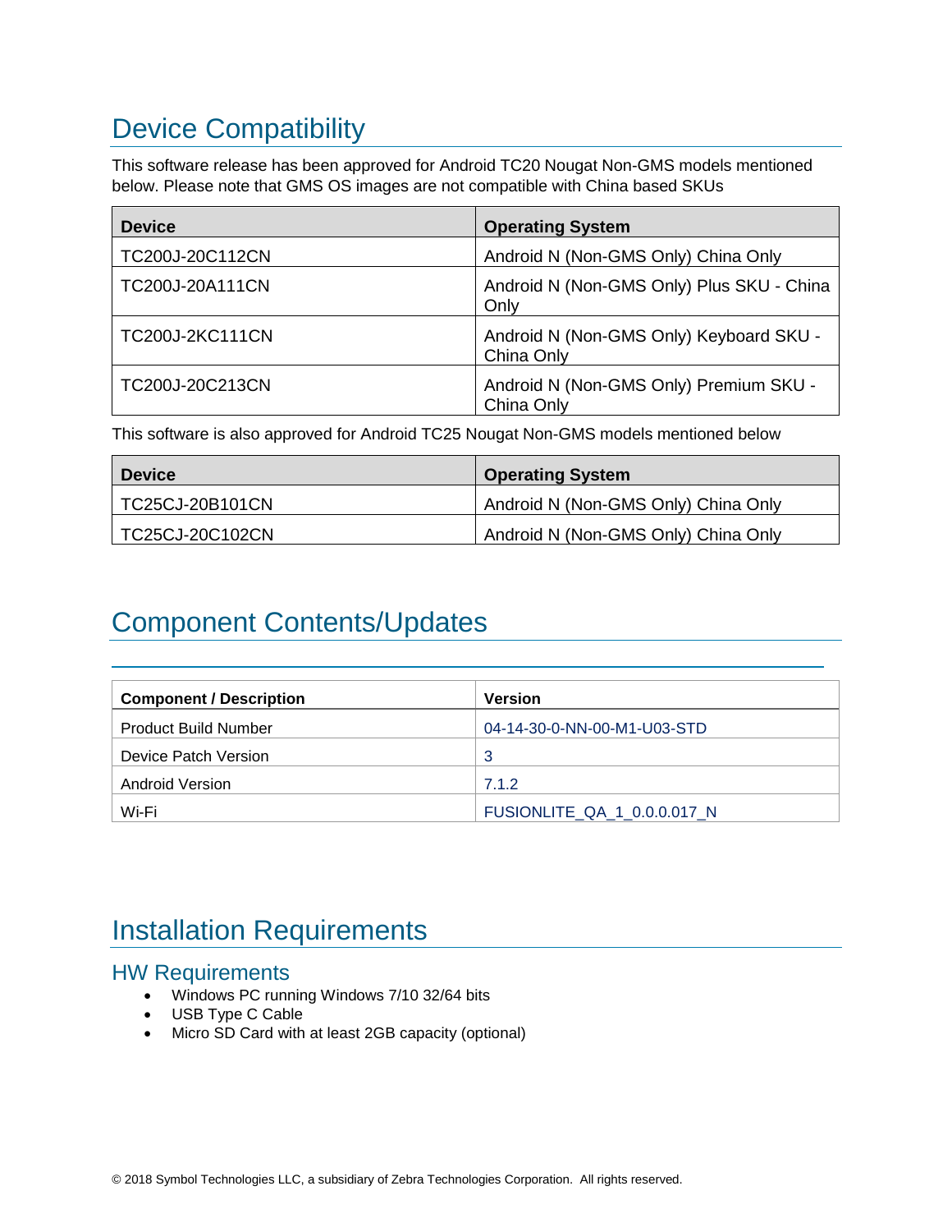# Device Compatibility

This software release has been approved for Android TC20 Nougat Non-GMS models mentioned below. Please note that GMS OS images are not compatible with China based SKUs

| Device | Operating System |
| --- | --- |
| TC200J-20C112CN | Android N (Non-GMS Only) China Only |
| TC200J-20A111CN | Android N (Non-GMS Only) Plus SKU - China Only |
| TC200J-2KC111CN | Android N (Non-GMS Only) Keyboard SKU - China Only |
| TC200J-20C213CN | Android N (Non-GMS Only) Premium SKU - China Only |

This software is also approved for Android TC25 Nougat Non-GMS models mentioned below

| Device | Operating System |
| --- | --- |
| TC25CJ-20B101CN | Android N (Non-GMS Only) China Only |
| TC25CJ-20C102CN | Android N (Non-GMS Only) China Only |

# Component Contents/Updates

| Component / Description | Version |
| --- | --- |
| Product Build Number | 04-14-30-0-NN-00-M1-U03-STD |
| Device Patch Version | 3 |
| Android Version | 7.1.2 |
| Wi-Fi | FUSIONLITE_QA_1_0.0.0.017_N |

# Installation Requirements

## HW Requirements

- Windows PC running Windows 7/10 32/64 bits
- USB Type C Cable
- Micro SD Card with at least 2GB capacity (optional)

© 2018 Symbol Technologies LLC, a subsidiary of Zebra Technologies Corporation. All rights reserved.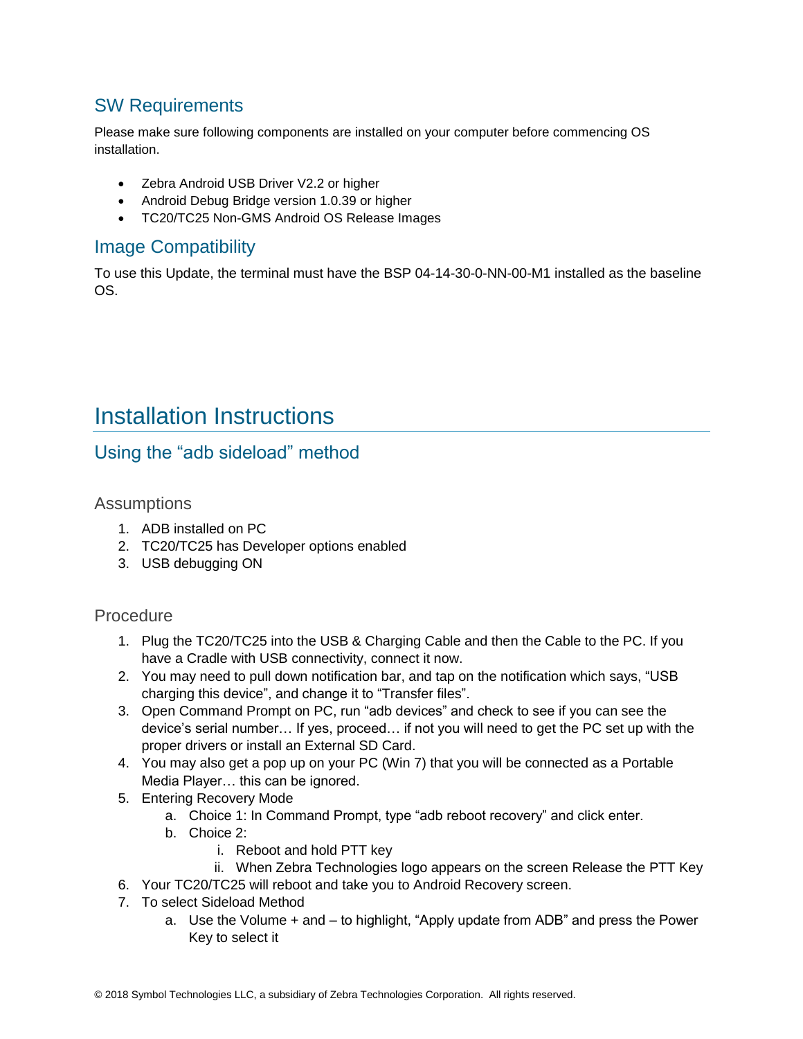## SW Requirements

Please make sure following components are installed on your computer before commencing OS installation.

- Zebra Android USB Driver V2.2 or higher
- Android Debug Bridge version 1.0.39 or higher
- TC20/TC25 Non-GMS Android OS Release Images

## Image Compatibility

To use this Update, the terminal must have the BSP 04-14-30-0-NN-00-M1 installed as the baseline OS.

# Installation Instructions

## Using the "adb sideload" method

### Assumptions

1. ADB installed on PC
2. TC20/TC25 has Developer options enabled
3. USB debugging ON

### Procedure

1. Plug the TC20/TC25 into the USB & Charging Cable and then the Cable to the PC. If you have a Cradle with USB connectivity, connect it now.
2. You may need to pull down notification bar, and tap on the notification which says, "USB charging this device", and change it to "Transfer files".
3. Open Command Prompt on PC, run "adb devices" and check to see if you can see the device's serial number… If yes, proceed… if not you will need to get the PC set up with the proper drivers or install an External SD Card.
4. You may also get a pop up on your PC (Win 7) that you will be connected as a Portable Media Player… this can be ignored.
5. Entering Recovery Mode
   a. Choice 1: In Command Prompt, type "adb reboot recovery" and click enter.
   b. Choice 2:
      i. Reboot and hold PTT key
      ii. When Zebra Technologies logo appears on the screen Release the PTT Key
6. Your TC20/TC25 will reboot and take you to Android Recovery screen.
7. To select Sideload Method
   a. Use the Volume + and – to highlight, "Apply update from ADB" and press the Power Key to select it

© 2018 Symbol Technologies LLC, a subsidiary of Zebra Technologies Corporation. All rights reserved.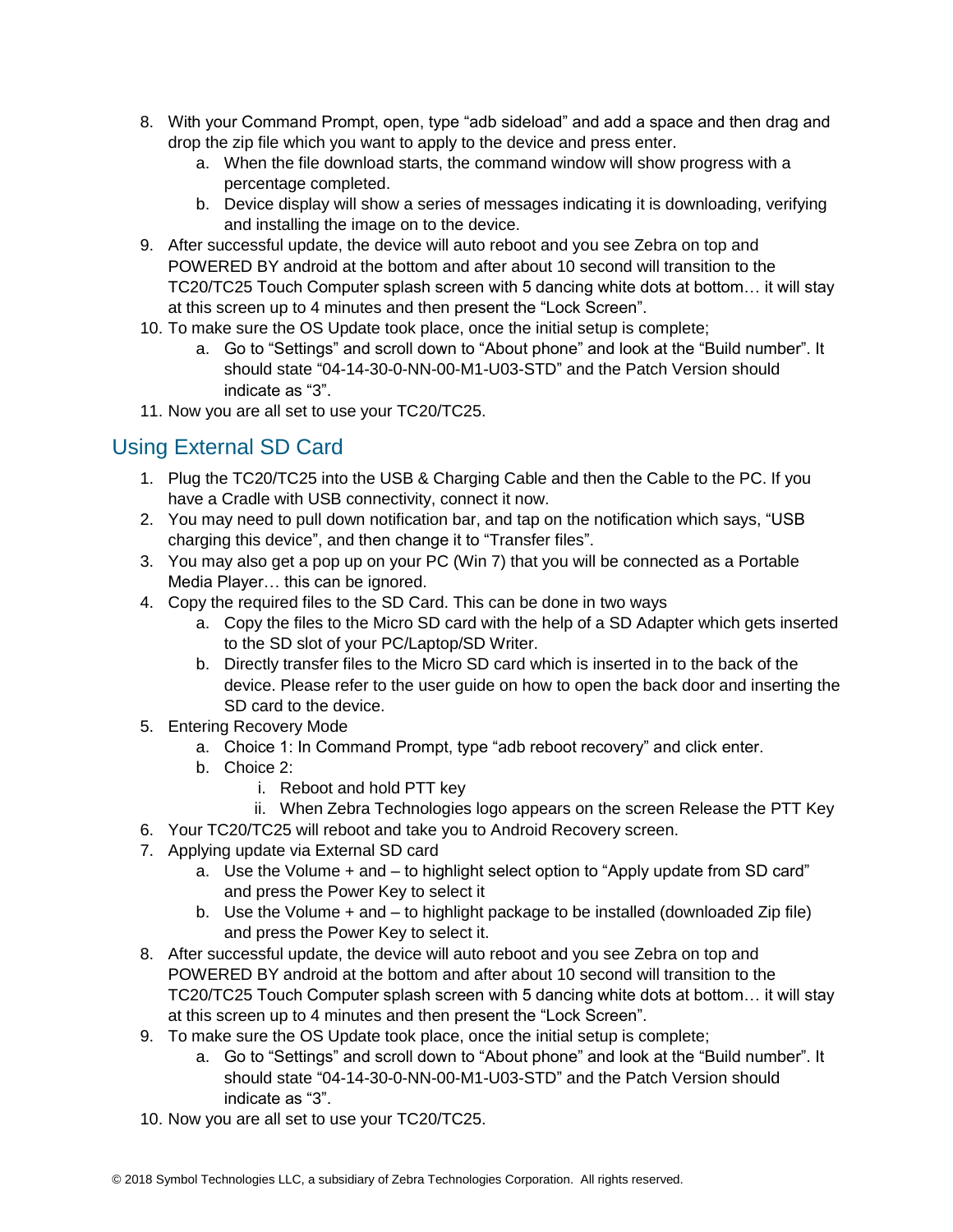8. With your Command Prompt, open, type “adb sideload” and add a space and then drag and drop the zip file which you want to apply to the device and press enter.
    a. When the file download starts, the command window will show progress with a percentage completed.
    b. Device display will show a series of messages indicating it is downloading, verifying and installing the image on to the device.
9. After successful update, the device will auto reboot and you see Zebra on top and POWERED BY android at the bottom and after about 10 second will transition to the TC20/TC25 Touch Computer splash screen with 5 dancing white dots at bottom… it will stay at this screen up to 4 minutes and then present the “Lock Screen”.
10. To make sure the OS Update took place, once the initial setup is complete;
    a. Go to “Settings” and scroll down to “About phone” and look at the “Build number”. It should state “04-14-30-0-NN-00-M1-U03-STD” and the Patch Version should indicate as “3”.
11. Now you are all set to use your TC20/TC25.

## Using External SD Card

1. Plug the TC20/TC25 into the USB & Charging Cable and then the Cable to the PC. If you have a Cradle with USB connectivity, connect it now.
2. You may need to pull down notification bar, and tap on the notification which says, “USB charging this device”, and then change it to “Transfer files”.
3. You may also get a pop up on your PC (Win 7) that you will be connected as a Portable Media Player… this can be ignored.
4. Copy the required files to the SD Card. This can be done in two ways
    a. Copy the files to the Micro SD card with the help of a SD Adapter which gets inserted to the SD slot of your PC/Laptop/SD Writer.
    b. Directly transfer files to the Micro SD card which is inserted in to the back of the device. Please refer to the user guide on how to open the back door and inserting the SD card to the device.
5. Entering Recovery Mode
    a. Choice 1: In Command Prompt, type “adb reboot recovery” and click enter.
    b. Choice 2:
        i. Reboot and hold PTT key
        ii. When Zebra Technologies logo appears on the screen Release the PTT Key
6. Your TC20/TC25 will reboot and take you to Android Recovery screen.
7. Applying update via External SD card
    a. Use the Volume + and – to highlight select option to “Apply update from SD card” and press the Power Key to select it
    b. Use the Volume + and – to highlight package to be installed (downloaded Zip file) and press the Power Key to select it.
8. After successful update, the device will auto reboot and you see Zebra on top and POWERED BY android at the bottom and after about 10 second will transition to the TC20/TC25 Touch Computer splash screen with 5 dancing white dots at bottom… it will stay at this screen up to 4 minutes and then present the “Lock Screen”.
9. To make sure the OS Update took place, once the initial setup is complete;
    a. Go to “Settings” and scroll down to “About phone” and look at the “Build number”. It should state “04-14-30-0-NN-00-M1-U03-STD” and the Patch Version should indicate as “3”.
10. Now you are all set to use your TC20/TC25.

© 2018 Symbol Technologies LLC, a subsidiary of Zebra Technologies Corporation. All rights reserved.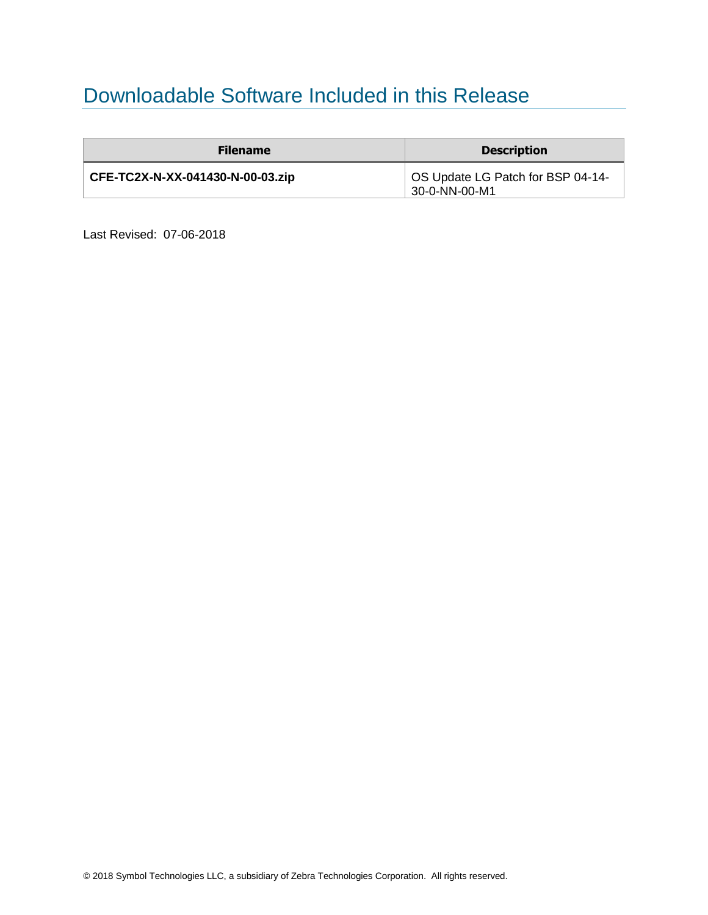# Downloadable Software Included in this Release

| Filename | Description |
| --- | --- |
| **CFE-TC2X-N-XX-041430-N-00-03.zip** | OS Update LG Patch for BSP 04-14-30-0-NN-00-M1 |

Last Revised: 07-06-2018

© 2018 Symbol Technologies LLC, a subsidiary of Zebra Technologies Corporation. All rights reserved.